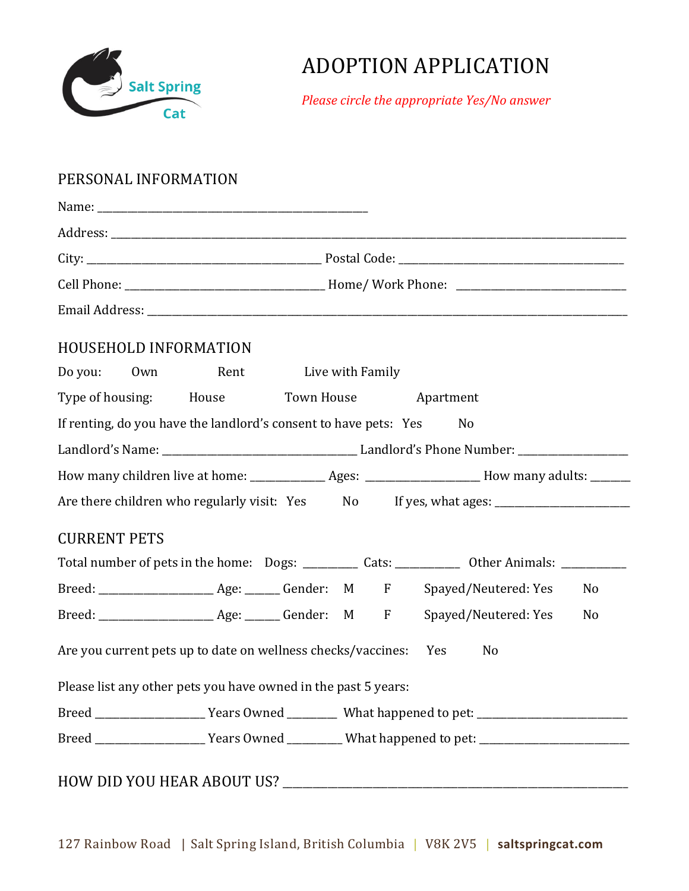Salt Spring Cat

# ADOPTION APPLICATION

*Please circle the appropriate Yes/No answer*

## PERSONAL INFORMATION

Name: ___________________________________________

Address: ___________________________________________

City: ___________________________________________ Postal Code: ___________________________________________

Cell Phone: ___________________________________________ Home/ Work Phone: ___________________________________________

Email Address: ___________________________________________

## HOUSEHOLD INFORMATION

Do you: Own Rent Live with Family

Type of housing: House Town House Apartment

If renting, do you have the landlord's consent to have pets: Yes No

Landlord's Name: ___________________________________________ Landlord's Phone Number: ___________________

How many children live at home: _____________ Ages: ____________________ How many adults: _______

Are there children who regularly visit: Yes No If yes, what ages: ________________________

## CURRENT PETS

Total number of pets in the home: Dogs: _________ Cats: ___________ Other Animals: ___________

Breed: ____________________ Age: ______ Gender: M F Spayed/Neutered: Yes No

Breed: ____________________ Age: ______ Gender: M F Spayed/Neutered: Yes No

Are you current pets up to date on wellness checks/vaccines: Yes No

Please list any other pets you have owned in the past 5 years:

Breed ___________________ Years Owned ________ What happened to pet: ___________________________

Breed ___________________ Years Owned _________ What happened to pet: ___________________________

## HOW DID YOU HEAR ABOUT US? ___________________________________________

127 Rainbow Road | Salt Spring Island, British Columbia | V8K 2V5 | **saltspringcat.com**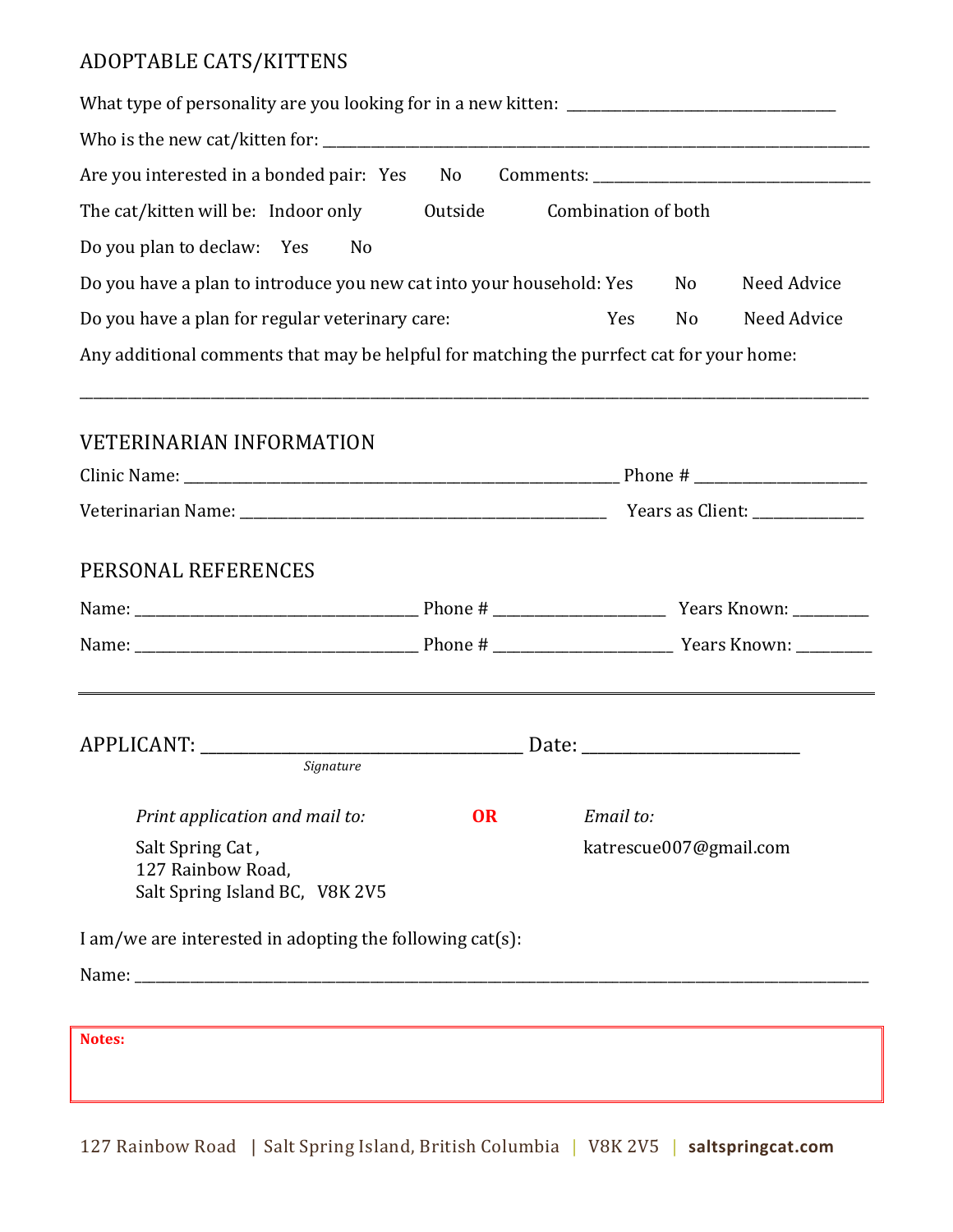## ADOPTABLE CATS/KITTENS

What type of personality are you looking for in a new kitten: ___________________________________

Who is the new cat/kitten for: ___________________________________________________________________________

Are you interested in a bonded pair: Yes No Comments: _______________________________________

The cat/kitten will be: Indoor only Outside Combination of both

Do you plan to declaw: Yes No

Do you have a plan to introduce you new cat into your household: Yes No Need Advice

Do you have a plan for regular veterinary care: Yes No Need Advice

Any additional comments that may be helpful for matching the purrfect cat for your home:

_____________________________________________________________________________________________________

## VETERINARIAN INFORMATION

Clinic Name: __________________________________________________________ Phone # _______________________

Veterinarian Name: ___________________________________________________ Years as Client: ______________

## PERSONAL REFERENCES

Name: _____________________________________ Phone # ______________________ Years Known: _________

Name: _____________________________________ Phone # ______________________ Years Known: _________

---

APPLICANT: ________________________________________ Date: ___________________________

*Signature*

*Print application and mail to:*

Salt Spring Cat ,
127 Rainbow Road,
Salt Spring Island BC, V8K 2V5

**OR**

*Email to:*

katrescue007@gmail.com

I am/we are interested in adopting the following cat(s):

Name: _____________________________________________________________________________________________

**Notes:**